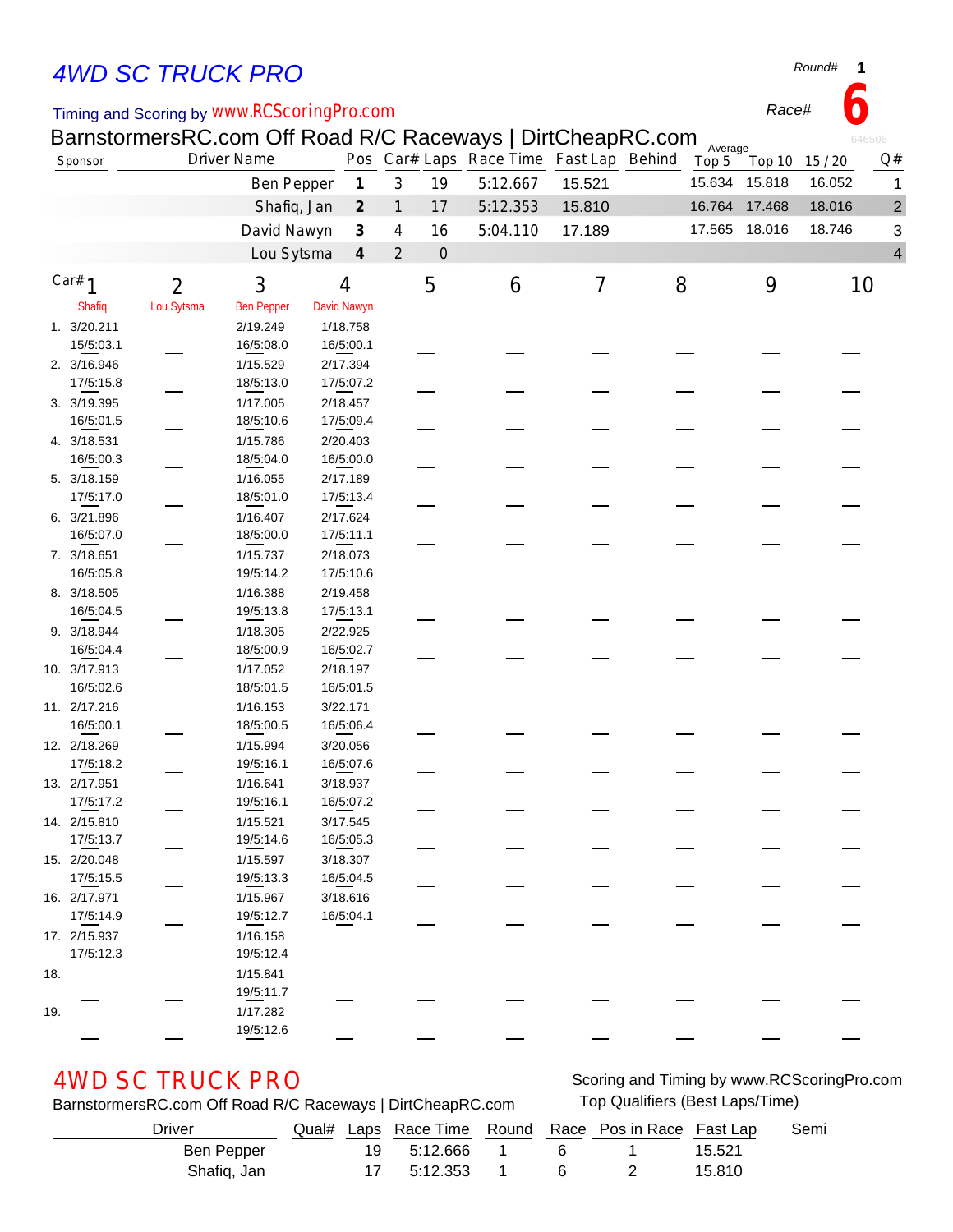# 4WD SC TRUCK PRO

Round# 1

Timing and Scoring by www.RCScoringPro.com

Race# 6

BarnstormersRC.com Off Road R/C Raceways | DirtCheapRC.com

646506

| Sponsor | Driver Name | Pos | Car# | Laps | Race Time | Fast Lap | Behind | Average Top 5 | Top 10 | 15 / 20 | Q# |
|---|---|---|---|---|---|---|---|---|---|---|---|
| | Ben Pepper | 1 | 3 | 19 | 5:12.667 | 15.521 | | 15.634 | 15.818 | 16.052 | 1 |
| | Shafiq, Jan | 2 | 1 | 17 | 5:12.353 | 15.810 | | 16.764 | 17.468 | 18.016 | 2 |
| | David Nawyn | 3 | 4 | 16 | 5:04.110 | 17.189 | | 17.565 | 18.016 | 18.746 | 3 |
| | Lou Sytsma | 4 | 2 | 0 | | | | | | | 4 |

| Lap | Car# 1 Shafiq | 2 Lou Sytsma | 3 Ben Pepper | 4 David Nawyn | 5 | 6 | 7 | 8 | 9 | 10 |
|---|---|---|---|---|---|---|---|---|---|---|
| 1. | 3/20.211<br>15/5:03.1 | | 2/19.249<br>16/5:08.0 | 1/18.758<br>16/5:00.1 | | | | | | |
| 2. | 3/16.946<br>17/5:15.8 | | 1/15.529<br>18/5:13.0 | 2/17.394<br>17/5:07.2 | | | | | | |
| 3. | 3/19.395<br>16/5:01.5 | | 1/17.005<br>18/5:10.6 | 2/18.457<br>17/5:09.4 | | | | | | |
| 4. | 3/18.531<br>16/5:00.3 | | 1/15.786<br>18/5:04.0 | 2/20.403<br>16/5:00.0 | | | | | | |
| 5. | 3/18.159<br>17/5:17.0 | | 1/16.055<br>18/5:01.0 | 2/17.189<br>17/5:13.4 | | | | | | |
| 6. | 3/21.896<br>16/5:07.0 | | 1/16.407<br>18/5:00.0 | 2/17.624<br>17/5:11.1 | | | | | | |
| 7. | 3/18.651<br>16/5:05.8 | | 1/15.737<br>19/5:14.2 | 2/18.073<br>17/5:10.6 | | | | | | |
| 8. | 3/18.505<br>16/5:04.5 | | 1/16.388<br>19/5:13.8 | 2/19.458<br>17/5:13.1 | | | | | | |
| 9. | 3/18.944<br>16/5:04.4 | | 1/18.305<br>18/5:00.9 | 2/22.925<br>16/5:02.7 | | | | | | |
| 10. | 3/17.913<br>16/5:02.6 | | 1/17.052<br>18/5:01.5 | 2/18.197<br>16/5:01.5 | | | | | | |
| 11. | 2/17.216<br>16/5:00.1 | | 1/16.153<br>18/5:00.5 | 3/22.171<br>16/5:06.4 | | | | | | |
| 12. | 2/18.269<br>17/5:18.2 | | 1/15.994<br>19/5:16.1 | 3/20.056<br>16/5:07.6 | | | | | | |
| 13. | 2/17.951<br>17/5:17.2 | | 1/16.641<br>19/5:16.1 | 3/18.937<br>16/5:07.2 | | | | | | |
| 14. | 2/15.810<br>17/5:13.7 | | 1/15.521<br>19/5:14.6 | 3/17.545<br>16/5:05.3 | | | | | | |
| 15. | 2/20.048<br>17/5:15.5 | | 1/15.597<br>19/5:13.3 | 3/18.307<br>16/5:04.5 | | | | | | |
| 16. | 2/17.971<br>17/5:14.9 | | 1/15.967<br>19/5:12.7 | 3/18.616<br>16/5:04.1 | | | | | | |
| 17. | 2/15.937<br>17/5:12.3 | | 1/16.158<br>19/5:12.4 | | | | | | | |
| 18. | | | 1/15.841<br>19/5:11.7 | | | | | | | |
| 19. | | | 1/17.282<br>19/5:12.6 | | | | | | | |

## 4WD SC TRUCK PRO

BarnstormersRC.com Off Road R/C Raceways | DirtCheapRC.com

Scoring and Timing by www.RCScoringPro.com

Top Qualifiers (Best Laps/Time)

| Driver | Qual# | Laps | Race Time | Round | Race | Pos in Race | Fast Lap | Semi |
|---|---|---|---|---|---|---|---|---|
| Ben Pepper | | 19 | 5:12.666 | 1 | 6 | 1 | 15.521 | |
| Shafiq, Jan | | 17 | 5:12.353 | 1 | 6 | 2 | 15.810 | |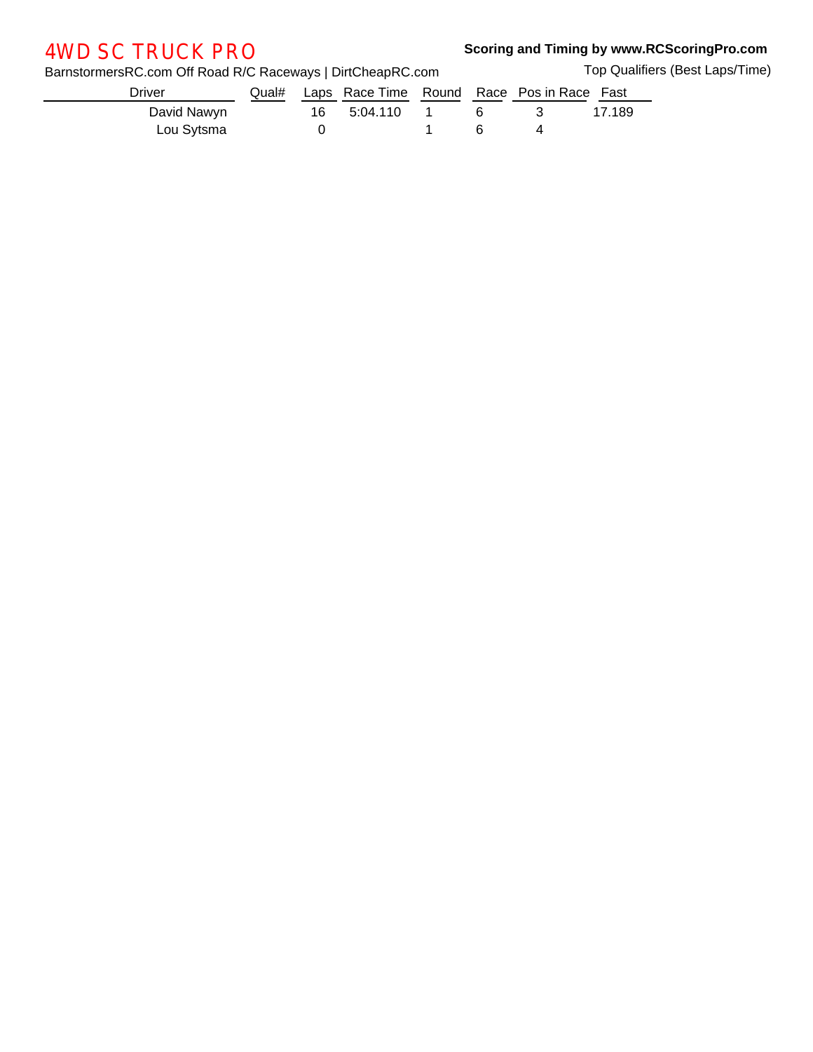# 4WD SC TRUCK PRO

**Scoring and Timing by www.RCScoringPro.com**

BarnstormersRC.com Off Road R/C Raceways | DirtCheapRC.com

Top Qualifiers (Best Laps/Time)

| Driver | Qual# | Laps | Race Time | Round | Race | Pos in Race | Fast |
|---|---|---|---|---|---|---|---|
| David Nawyn | | 16 | 5:04.110 | 1 | 6 | 3 | 17.189 |
| Lou Sytsma | | 0 | | 1 | 6 | 4 | |